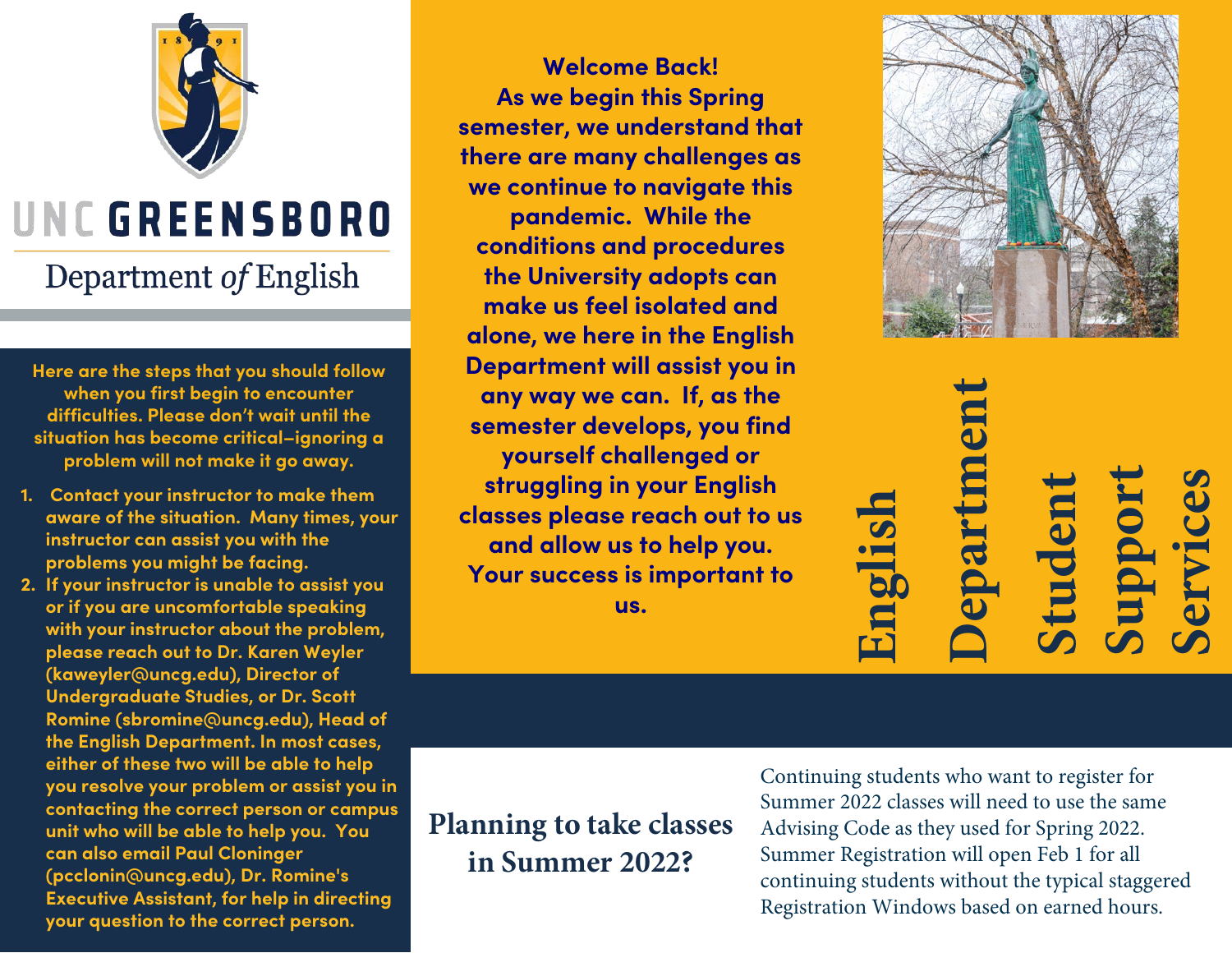# UNC GREENSBORO

## Department *of* English

# English Department Student Support Services

**Welcome Back!**

**As we begin this Spring semester, we understand that there are many challenges as we continue to navigate this pandemic. While the conditions and procedures the University adopts can make us feel isolated and alone, we here in the English Department will assist you in any way we can. If, as the semester develops, you find yourself challenged or struggling in your English classes please reach out to us and allow us to help you. Your success is important to us.**

**Here are the steps that you should follow when you first begin to encounter difficulties. Please don't wait until the situation has become critical–ignoring a problem will not make it go away.**

1. **Contact your instructor to make them aware of the situation. Many times, your instructor can assist you with the problems you might be facing.**
2. **If your instructor is unable to assist you or if you are uncomfortable speaking with your instructor about the problem, please reach out to Dr. Karen Weyler (kaweyler@uncg.edu), Director of Undergraduate Studies, or Dr. Scott Romine (sbromine@uncg.edu), Head of the English Department. In most cases, either of these two will be able to help you resolve your problem or assist you in contacting the correct person or campus unit who will be able to help you. You can also email Paul Cloninger (pcclonin@uncg.edu), Dr. Romine's Executive Assistant, for help in directing your question to the correct person.**

## Planning to take classes in Summer 2022?

Continuing students who want to register for Summer 2022 classes will need to use the same Advising Code as they used for Spring 2022. Summer Registration will open Feb 1 for all continuing students without the typical staggered Registration Windows based on earned hours.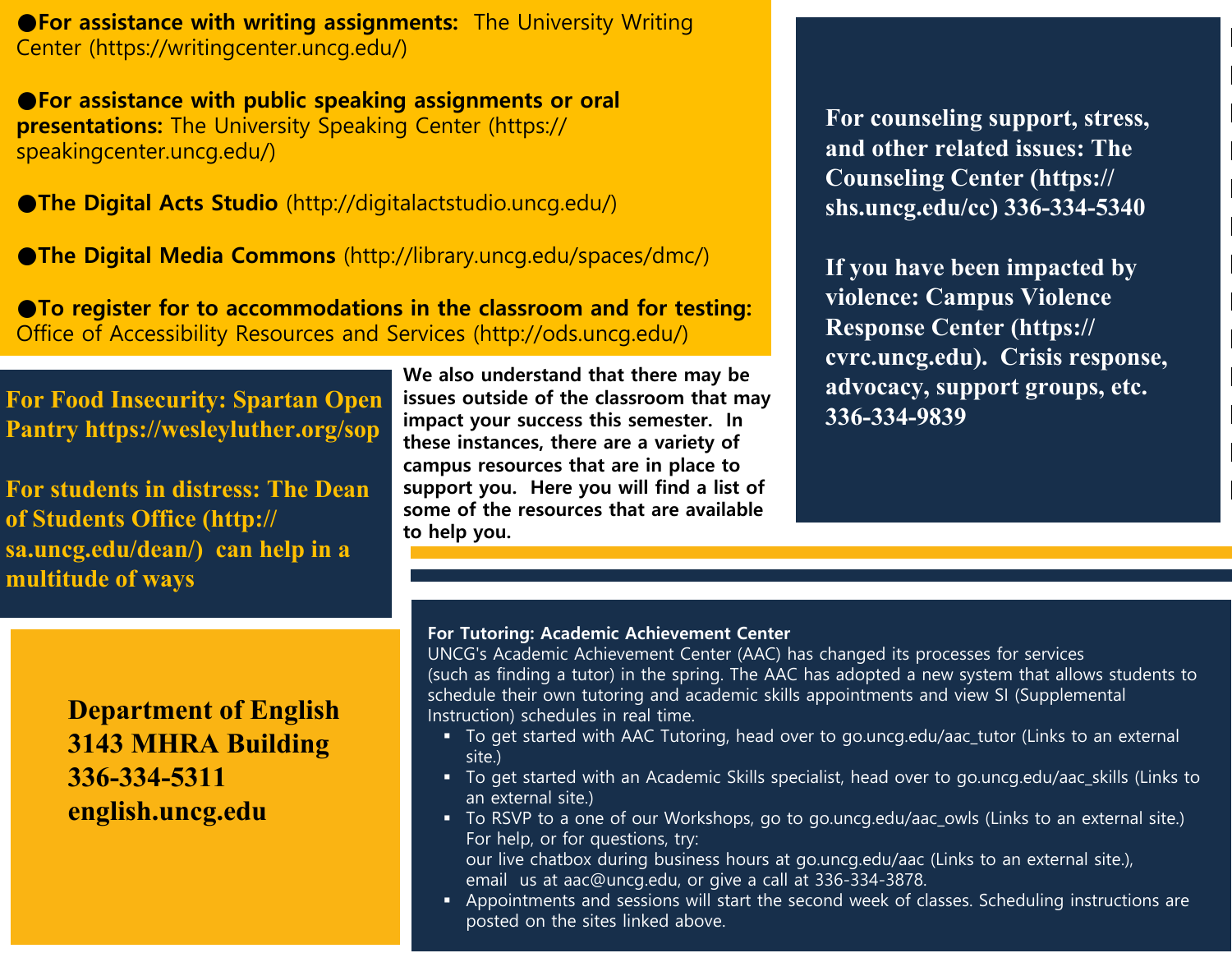●**For assistance with writing assignments:** The University Writing Center (https://writingcenter.uncg.edu/)

●**For assistance with public speaking assignments or oral presentations:** The University Speaking Center (https://speakingcenter.uncg.edu/)

●**The Digital Acts Studio** (http://digitalactstudio.uncg.edu/)

●**The Digital Media Commons** (http://library.uncg.edu/spaces/dmc/)

●**To register for to accommodations in the classroom and for testing:** Office of Accessibility Resources and Services (http://ods.uncg.edu/)

**We also understand that there may be issues outside of the classroom that may impact your success this semester. In these instances, there are a variety of campus resources that are in place to support you. Here you will find a list of some of the resources that are available to help you.**

**For Food Insecurity: Spartan Open Pantry https://wesleyluther.org/sop**

**For students in distress: The Dean of Students Office (http://sa.uncg.edu/dean/) can help in a multitude of ways**

**For counseling support, stress, and other related issues: The Counseling Center (https://shs.uncg.edu/cc) 336-334-5340**

**If you have been impacted by violence: Campus Violence Response Center (https://cvrc.uncg.edu). Crisis response, advocacy, support groups, etc. 336-334-9839**

**Department of English**
**3143 MHRA Building**
**336-334-5311**
**english.uncg.edu**

**For Tutoring: Academic Achievement Center**

UNCG's Academic Achievement Center (AAC) has changed its processes for services (such as finding a tutor) in the spring. The AAC has adopted a new system that allows students to schedule their own tutoring and academic skills appointments and view SI (Supplemental Instruction) schedules in real time.

- To get started with AAC Tutoring, head over to go.uncg.edu/aac_tutor (Links to an external site.)
- To get started with an Academic Skills specialist, head over to go.uncg.edu/aac_skills (Links to an external site.)
- To RSVP to a one of our Workshops, go to go.uncg.edu/aac_owls (Links to an external site.) For help, or for questions, try:
  our live chatbox during business hours at go.uncg.edu/aac (Links to an external site.), email us at aac@uncg.edu, or give a call at 336-334-3878.
- Appointments and sessions will start the second week of classes. Scheduling instructions are posted on the sites linked above.